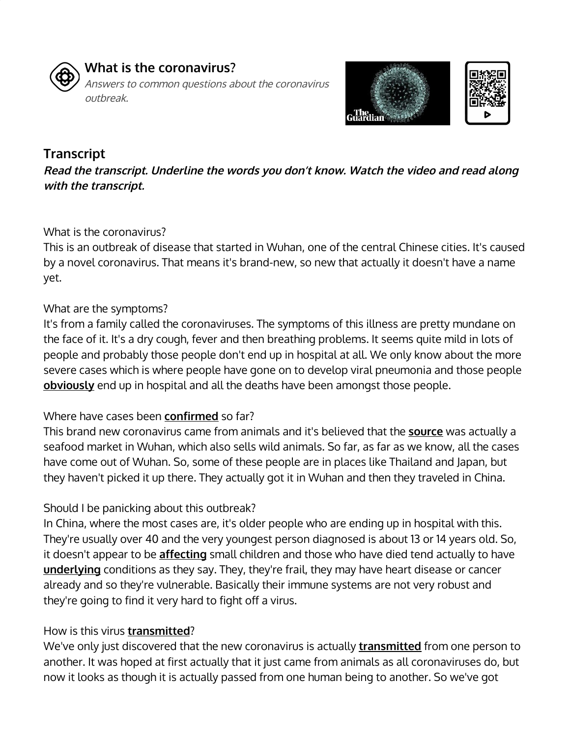## What is the coronavirus?

*Answers to common questions about the coronavirus outbreak.*

## Transcript

***Read the transcript. Underline the words you don't know. Watch the video and read along with the transcript.***

What is the coronavirus?
This is an outbreak of disease that started in Wuhan, one of the central Chinese cities. It's caused by a novel coronavirus. That means it's brand-new, so new that actually it doesn't have a name yet.

What are the symptoms?
It's from a family called the coronaviruses. The symptoms of this illness are pretty mundane on the face of it. It's a dry cough, fever and then breathing problems. It seems quite mild in lots of people and probably those people don't end up in hospital at all. We only know about the more severe cases which is where people have gone on to develop viral pneumonia and those people **obviously** end up in hospital and all the deaths have been amongst those people.

Where have cases been **confirmed** so far?
This brand new coronavirus came from animals and it's believed that the **source** was actually a seafood market in Wuhan, which also sells wild animals. So far, as far as we know, all the cases have come out of Wuhan. So, some of these people are in places like Thailand and Japan, but they haven't picked it up there. They actually got it in Wuhan and then they traveled in China.

Should I be panicking about this outbreak?
In China, where the most cases are, it's older people who are ending up in hospital with this. They're usually over 40 and the very youngest person diagnosed is about 13 or 14 years old. So, it doesn't appear to be **affecting** small children and those who have died tend actually to have **underlying** conditions as they say. They, they're frail, they may have heart disease or cancer already and so they're vulnerable. Basically their immune systems are not very robust and they're going to find it very hard to fight off a virus.

How is this virus **transmitted**?
We've only just discovered that the new coronavirus is actually **transmitted** from one person to another. It was hoped at first actually that it just came from animals as all coronaviruses do, but now it looks as though it is actually passed from one human being to another. So we've got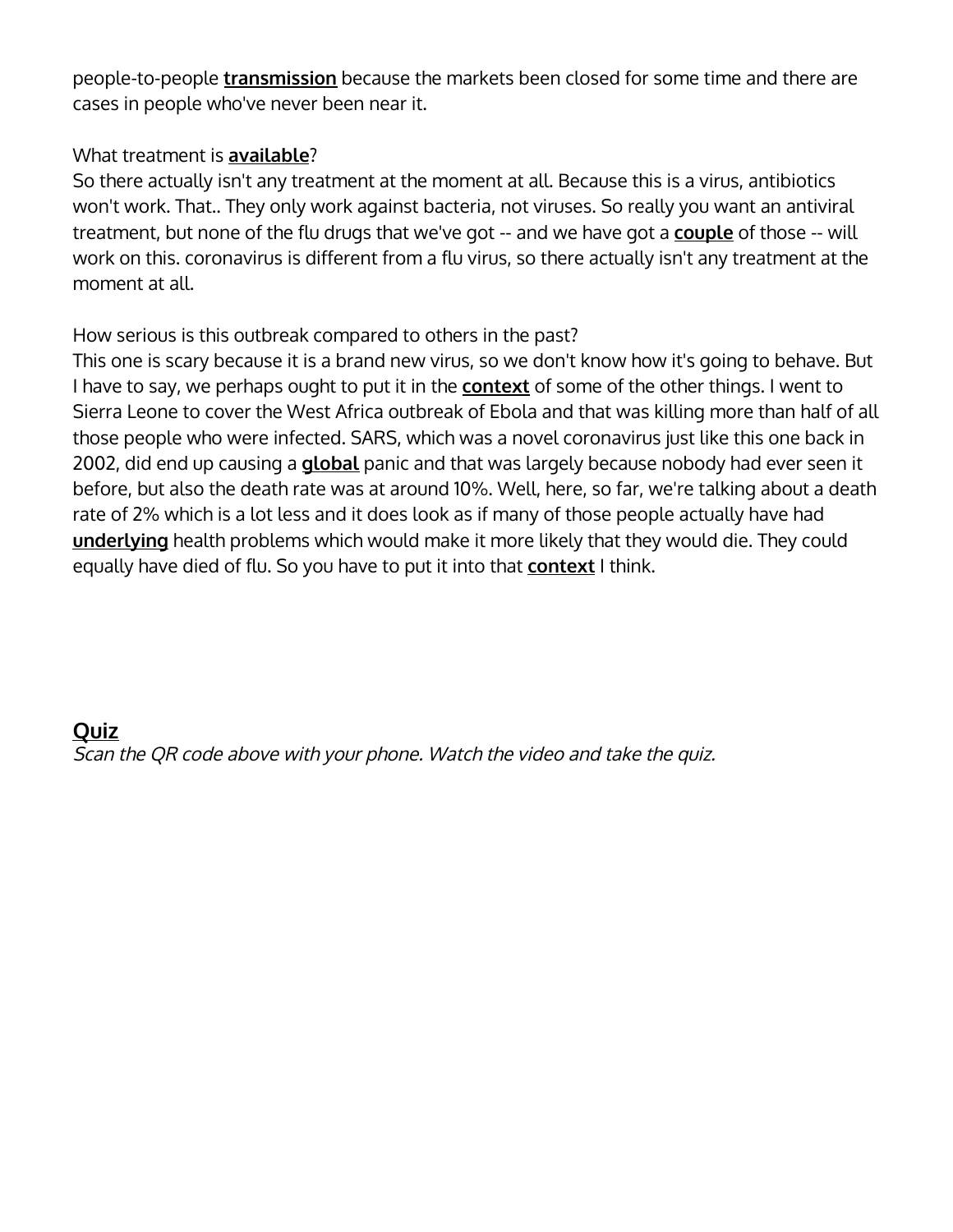people-to-people **transmission** because the markets been closed for some time and there are cases in people who've never been near it.

What treatment is **available**?
So there actually isn't any treatment at the moment at all. Because this is a virus, antibiotics won't work. That.. They only work against bacteria, not viruses. So really you want an antiviral treatment, but none of the flu drugs that we've got -- and we have got a **couple** of those -- will work on this. coronavirus is different from a flu virus, so there actually isn't any treatment at the moment at all.

How serious is this outbreak compared to others in the past?
This one is scary because it is a brand new virus, so we don't know how it's going to behave. But I have to say, we perhaps ought to put it in the **context** of some of the other things. I went to Sierra Leone to cover the West Africa outbreak of Ebola and that was killing more than half of all those people who were infected. SARS, which was a novel coronavirus just like this one back in 2002, did end up causing a **global** panic and that was largely because nobody had ever seen it before, but also the death rate was at around 10%. Well, here, so far, we're talking about a death rate of 2% which is a lot less and it does look as if many of those people actually have had **underlying** health problems which would make it more likely that they would die. They could equally have died of flu. So you have to put it into that **context** I think.

## Quiz

*Scan the QR code above with your phone. Watch the video and take the quiz.*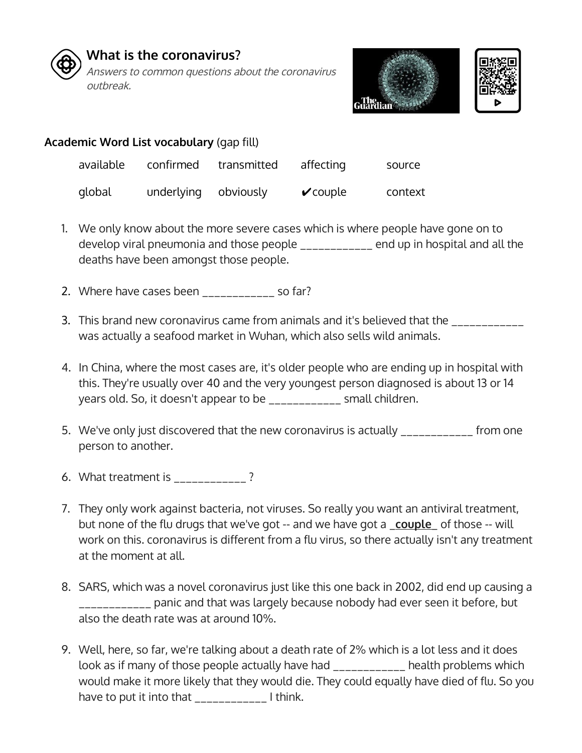## What is the coronavirus?

*Answers to common questions about the coronavirus outbreak.*

**Academic Word List vocabulary** (gap fill)

| | | | | |
|---|---|---|---|---|
| available | confirmed | transmitted | affecting | source |
| global | underlying | obviously | ✔couple | context |

1. We only know about the more severe cases which is where people have gone on to develop viral pneumonia and those people ____________ end up in hospital and all the deaths have been amongst those people.

2. Where have cases been ____________ so far?

3. This brand new coronavirus came from animals and it's believed that the ____________ was actually a seafood market in Wuhan, which also sells wild animals.

4. In China, where the most cases are, it's older people who are ending up in hospital with this. They're usually over 40 and the very youngest person diagnosed is about 13 or 14 years old. So, it doesn't appear to be ____________ small children.

5. We've only just discovered that the new coronavirus is actually ____________ from one person to another.

6. What treatment is ____________ ?

7. They only work against bacteria, not viruses. So really you want an antiviral treatment, but none of the flu drugs that we've got -- and we have got a _**couple**_ of those -- will work on this. coronavirus is different from a flu virus, so there actually isn't any treatment at the moment at all.

8. SARS, which was a novel coronavirus just like this one back in 2002, did end up causing a ____________ panic and that was largely because nobody had ever seen it before, but also the death rate was at around 10%.

9. Well, here, so far, we're talking about a death rate of 2% which is a lot less and it does look as if many of those people actually have had ____________ health problems which would make it more likely that they would die. They could equally have died of flu. So you have to put it into that ____________ I think.